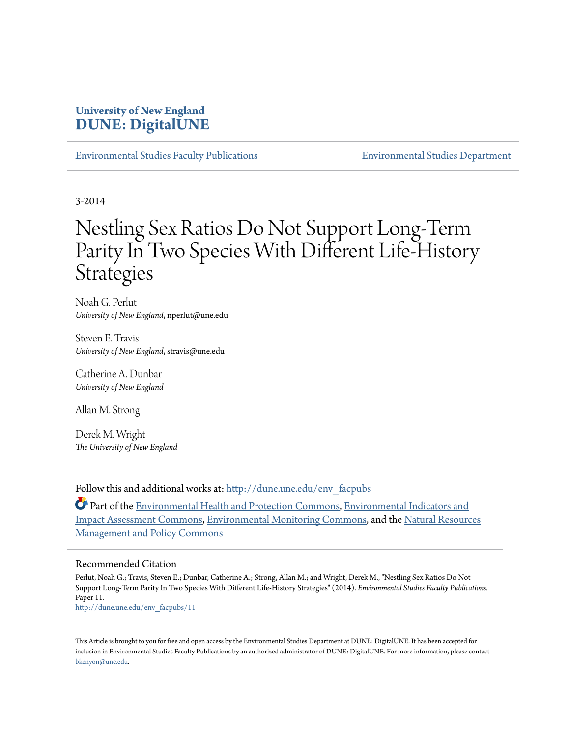**University of New England**
**DUNE: DigitalUNE**

Environmental Studies Faculty Publications | Environmental Studies Department

3-2014

# Nestling Sex Ratios Do Not Support Long-Term Parity In Two Species With Different Life-History Strategies

Noah G. Perlut
*University of New England*, nperlut@une.edu

Steven E. Travis
*University of New England*, stravis@une.edu

Catherine A. Dunbar
*University of New England*

Allan M. Strong

Derek M. Wright
*The University of New England*

Follow this and additional works at: http://dune.une.edu/env_facpubs

Part of the Environmental Health and Protection Commons, Environmental Indicators and Impact Assessment Commons, Environmental Monitoring Commons, and the Natural Resources Management and Policy Commons

## Recommended Citation

Perlut, Noah G.; Travis, Steven E.; Dunbar, Catherine A.; Strong, Allan M.; and Wright, Derek M., "Nestling Sex Ratios Do Not Support Long-Term Parity In Two Species With Different Life-History Strategies" (2014). *Environmental Studies Faculty Publications.* Paper 11.
http://dune.une.edu/env_facpubs/11

This Article is brought to you for free and open access by the Environmental Studies Department at DUNE: DigitalUNE. It has been accepted for inclusion in Environmental Studies Faculty Publications by an authorized administrator of DUNE: DigitalUNE. For more information, please contact bkenyon@une.edu.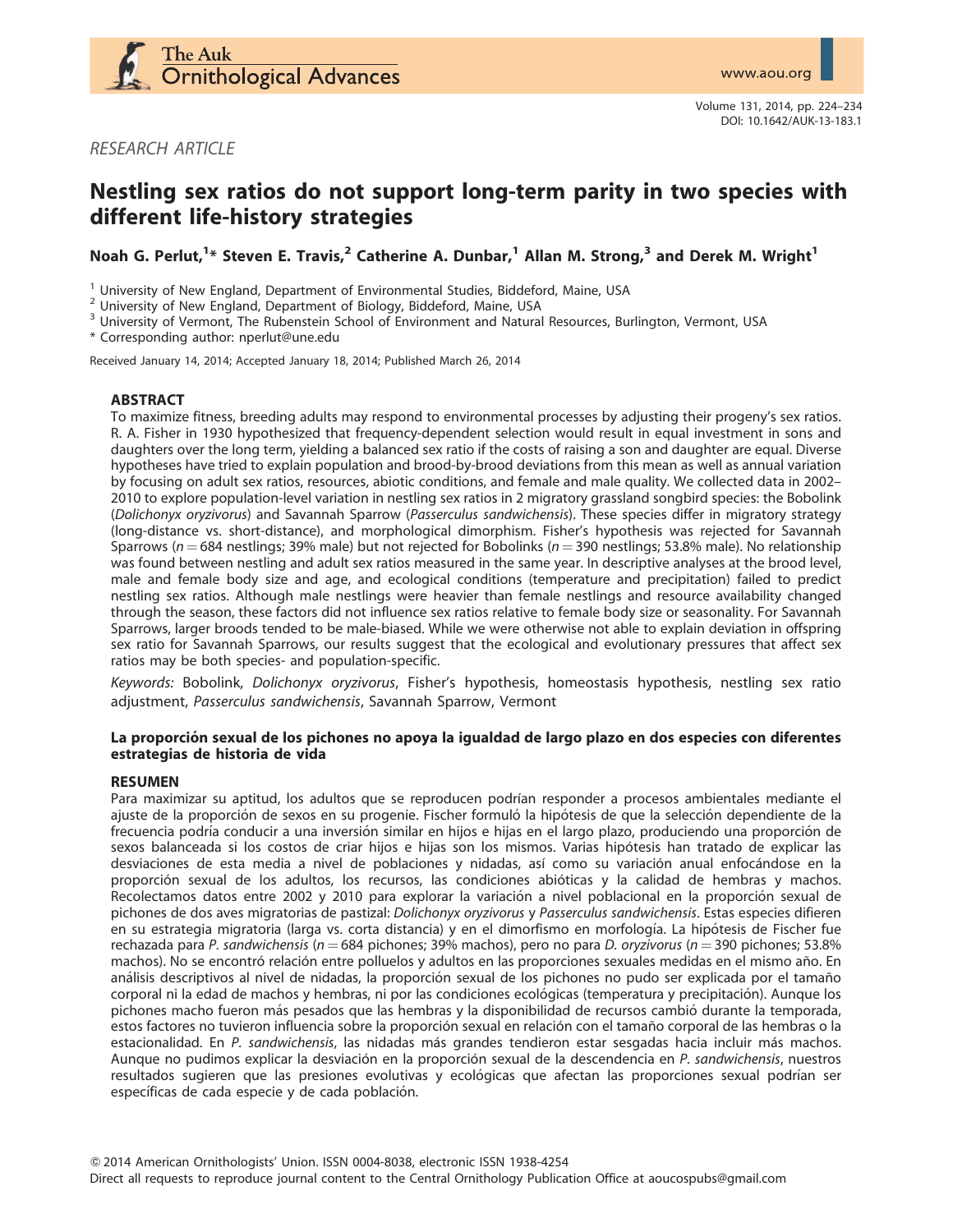*RESEARCH ARTICLE*

# Nestling sex ratios do not support long-term parity in two species with different life-history strategies

**Noah G. Perlut,[1]* Steven E. Travis,[2] Catherine A. Dunbar,[1] Allan M. Strong,[3] and Derek M. Wright[1]**

[1] University of New England, Department of Environmental Studies, Biddeford, Maine, USA
[2] University of New England, Department of Biology, Biddeford, Maine, USA
[3] University of Vermont, The Rubenstein School of Environment and Natural Resources, Burlington, Vermont, USA
* Corresponding author: nperlut@une.edu

Received January 14, 2014; Accepted January 18, 2014; Published March 26, 2014

## ABSTRACT

To maximize fitness, breeding adults may respond to environmental processes by adjusting their progeny's sex ratios. R. A. Fisher in 1930 hypothesized that frequency-dependent selection would result in equal investment in sons and daughters over the long term, yielding a balanced sex ratio if the costs of raising a son and daughter are equal. Diverse hypotheses have tried to explain population and brood-by-brood deviations from this mean as well as annual variation by focusing on adult sex ratios, resources, abiotic conditions, and female and male quality. We collected data in 2002–2010 to explore population-level variation in nestling sex ratios in 2 migratory grassland songbird species: the Bobolink (*Dolichonyx oryzivorus*) and Savannah Sparrow (*Passerculus sandwichensis*). These species differ in migratory strategy (long-distance vs. short-distance), and morphological dimorphism. Fisher's hypothesis was rejected for Savannah Sparrows ($n = 684$ nestlings; 39% male) but not rejected for Bobolinks ($n = 390$ nestlings; 53.8% male). No relationship was found between nestling and adult sex ratios measured in the same year. In descriptive analyses at the brood level, male and female body size and age, and ecological conditions (temperature and precipitation) failed to predict nestling sex ratios. Although male nestlings were heavier than female nestlings and resource availability changed through the season, these factors did not influence sex ratios relative to female body size or seasonality. For Savannah Sparrows, larger broods tended to be male-biased. While we were otherwise not able to explain deviation in offspring sex ratio for Savannah Sparrows, our results suggest that the ecological and evolutionary pressures that affect sex ratios may be both species- and population-specific.

*Keywords:* Bobolink, *Dolichonyx oryzivorus*, Fisher's hypothesis, homeostasis hypothesis, nestling sex ratio adjustment, *Passerculus sandwichensis*, Savannah Sparrow, Vermont

### La proporción sexual de los pichones no apoya la igualdad de largo plazo en dos especies con diferentes estrategias de historia de vida

## RESUMEN

Para maximizar su aptitud, los adultos que se reproducen podrían responder a procesos ambientales mediante el ajuste de la proporción de sexos en su progenie. Fischer formuló la hipótesis de que la selección dependiente de la frecuencia podría conducir a una inversión similar en hijos e hijas en el largo plazo, produciendo una proporción de sexos balanceada si los costos de criar hijos e hijas son los mismos. Varias hipótesis han tratado de explicar las desviaciones de esta media a nivel de poblaciones y nidadas, así como su variación anual enfocándose en la proporción sexual de los adultos, los recursos, las condiciones abióticas y la calidad de hembras y machos. Recolectamos datos entre 2002 y 2010 para explorar la variación a nivel poblacional en la proporción sexual de pichones de dos aves migratorias de pastizal: *Dolichonyx oryzivorus* y *Passerculus sandwichensis*. Estas especies difieren en su estrategia migratoria (larga vs. corta distancia) y en el dimorfismo en morfología. La hipótesis de Fischer fue rechazada para *P. sandwichensis* ($n = 684$ pichones; 39% machos), pero no para *D. oryzivorus* ($n = 390$ pichones; 53.8% machos). No se encontró relación entre polluelos y adultos en las proporciones sexuales medidas en el mismo año. En análisis descriptivos al nivel de nidadas, la proporción sexual de los pichones no pudo ser explicada por el tamaño corporal ni la edad de machos y hembras, ni por las condiciones ecológicas (temperatura y precipitación). Aunque los pichones macho fueron más pesados que las hembras y la disponibilidad de recursos cambió durante la temporada, estos factores no tuvieron influencia sobre la proporción sexual en relación con el tamaño corporal de las hembras o la estacionalidad. En *P. sandwichensis*, las nidadas más grandes tendieron estar sesgadas hacia incluir más machos. Aunque no pudimos explicar la desviación en la proporción sexual de la descendencia en *P. sandwichensis*, nuestros resultados sugieren que las presiones evolutivas y ecológicas que afectan las proporciones sexual podrían ser específicas de cada especie y de cada población.

© 2014 American Ornithologists' Union. ISSN 0004-8038, electronic ISSN 1938-4254
Direct all requests to reproduce journal content to the Central Ornithology Publication Office at aoucospubs@gmail.com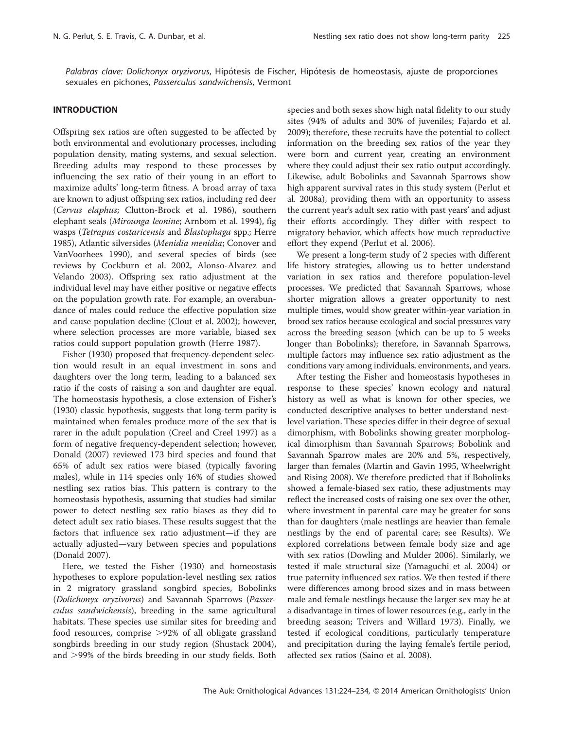*Palabras clave: Dolichonyx oryzivorus*, Hipótesis de Fischer, Hipótesis de homeostasis, ajuste de proporciones sexuales en pichones, *Passerculus sandwichensis*, Vermont

## INTRODUCTION

Offspring sex ratios are often suggested to be affected by both environmental and evolutionary processes, including population density, mating systems, and sexual selection. Breeding adults may respond to these processes by influencing the sex ratio of their young in an effort to maximize adults' long-term fitness. A broad array of taxa are known to adjust offspring sex ratios, including red deer (*Cervus elaphus*; Clutton-Brock et al. 1986), southern elephant seals (*Mirounga leonine*; Arnbom et al. 1994), fig wasps (*Tetrapus costaricensis* and *Blastophaga* spp.; Herre 1985), Atlantic silversides (*Menidia menidia*; Conover and VanVoorhees 1990), and several species of birds (see reviews by Cockburn et al. 2002, Alonso-Alvarez and Velando 2003). Offspring sex ratio adjustment at the individual level may have either positive or negative effects on the population growth rate. For example, an overabundance of males could reduce the effective population size and cause population decline (Clout et al. 2002); however, where selection processes are more variable, biased sex ratios could support population growth (Herre 1987).

Fisher (1930) proposed that frequency-dependent selection would result in an equal investment in sons and daughters over the long term, leading to a balanced sex ratio if the costs of raising a son and daughter are equal. The homeostasis hypothesis, a close extension of Fisher's (1930) classic hypothesis, suggests that long-term parity is maintained when females produce more of the sex that is rarer in the adult population (Creel and Creel 1997) as a form of negative frequency-dependent selection; however, Donald (2007) reviewed 173 bird species and found that 65% of adult sex ratios were biased (typically favoring males), while in 114 species only 16% of studies showed nestling sex ratios bias. This pattern is contrary to the homeostasis hypothesis, assuming that studies had similar power to detect nestling sex ratio biases as they did to detect adult sex ratio biases. These results suggest that the factors that influence sex ratio adjustment—if they are actually adjusted—vary between species and populations (Donald 2007).

Here, we tested the Fisher (1930) and homeostasis hypotheses to explore population-level nestling sex ratios in 2 migratory grassland songbird species, Bobolinks (*Dolichonyx oryzivorus*) and Savannah Sparrows (*Passerculus sandwichensis*), breeding in the same agricultural habitats. These species use similar sites for breeding and food resources, comprise >92% of all obligate grassland songbirds breeding in our study region (Shustack 2004), and >99% of the birds breeding in our study fields. Both species and both sexes show high natal fidelity to our study sites (94% of adults and 30% of juveniles; Fajardo et al. 2009); therefore, these recruits have the potential to collect information on the breeding sex ratios of the year they were born and current year, creating an environment where they could adjust their sex ratio output accordingly. Likewise, adult Bobolinks and Savannah Sparrows show high apparent survival rates in this study system (Perlut et al. 2008a), providing them with an opportunity to assess the current year's adult sex ratio with past years' and adjust their efforts accordingly. They differ with respect to migratory behavior, which affects how much reproductive effort they expend (Perlut et al. 2006).

We present a long-term study of 2 species with different life history strategies, allowing us to better understand variation in sex ratios and therefore population-level processes. We predicted that Savannah Sparrows, whose shorter migration allows a greater opportunity to nest multiple times, would show greater within-year variation in brood sex ratios because ecological and social pressures vary across the breeding season (which can be up to 5 weeks longer than Bobolinks); therefore, in Savannah Sparrows, multiple factors may influence sex ratio adjustment as the conditions vary among individuals, environments, and years.

After testing the Fisher and homeostasis hypotheses in response to these species' known ecology and natural history as well as what is known for other species, we conducted descriptive analyses to better understand nest-level variation. These species differ in their degree of sexual dimorphism, with Bobolinks showing greater morphological dimorphism than Savannah Sparrows; Bobolink and Savannah Sparrow males are 20% and 5%, respectively, larger than females (Martin and Gavin 1995, Wheelwright and Rising 2008). We therefore predicted that if Bobolinks showed a female-biased sex ratio, these adjustments may reflect the increased costs of raising one sex over the other, where investment in parental care may be greater for sons than for daughters (male nestlings are heavier than female nestlings by the end of parental care; see Results). We explored correlations between female body size and age with sex ratios (Dowling and Mulder 2006). Similarly, we tested if male structural size (Yamaguchi et al. 2004) or true paternity influenced sex ratios. We then tested if there were differences among brood sizes and in mass between male and female nestlings because the larger sex may be at a disadvantage in times of lower resources (e.g., early in the breeding season; Trivers and Willard 1973). Finally, we tested if ecological conditions, particularly temperature and precipitation during the laying female's fertile period, affected sex ratios (Saino et al. 2008).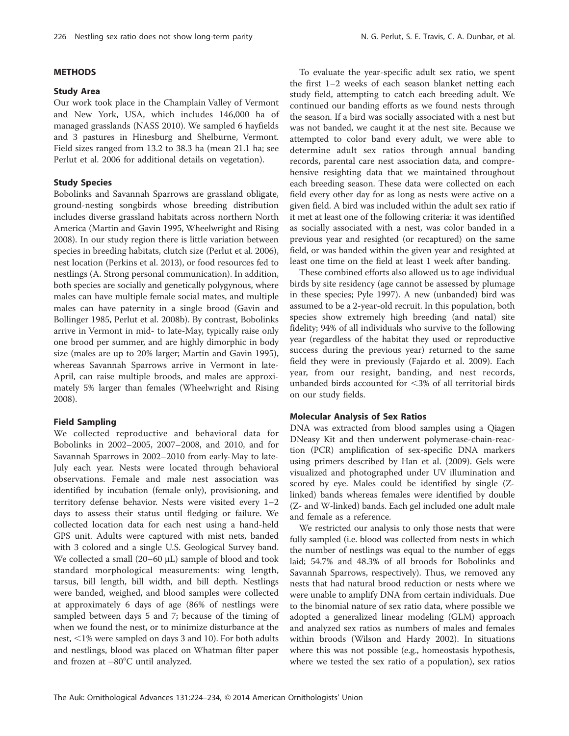## METHODS

### Study Area

Our work took place in the Champlain Valley of Vermont and New York, USA, which includes 146,000 ha of managed grasslands (NASS 2010). We sampled 6 hayfields and 3 pastures in Hinesburg and Shelburne, Vermont. Field sizes ranged from 13.2 to 38.3 ha (mean 21.1 ha; see Perlut et al. 2006 for additional details on vegetation).

### Study Species

Bobolinks and Savannah Sparrows are grassland obligate, ground-nesting songbirds whose breeding distribution includes diverse grassland habitats across northern North America (Martin and Gavin 1995, Wheelwright and Rising 2008). In our study region there is little variation between species in breeding habitats, clutch size (Perlut et al. 2006), nest location (Perkins et al. 2013), or food resources fed to nestlings (A. Strong personal communication). In addition, both species are socially and genetically polygynous, where males can have multiple female social mates, and multiple males can have paternity in a single brood (Gavin and Bollinger 1985, Perlut et al. 2008b). By contrast, Bobolinks arrive in Vermont in mid- to late-May, typically raise only one brood per summer, and are highly dimorphic in body size (males are up to 20% larger; Martin and Gavin 1995), whereas Savannah Sparrows arrive in Vermont in late-April, can raise multiple broods, and males are approximately 5% larger than females (Wheelwright and Rising 2008).

### Field Sampling

We collected reproductive and behavioral data for Bobolinks in 2002–2005, 2007–2008, and 2010, and for Savannah Sparrows in 2002–2010 from early-May to late-July each year. Nests were located through behavioral observations. Female and male nest association was identified by incubation (female only), provisioning, and territory defense behavior. Nests were visited every 1–2 days to assess their status until fledging or failure. We collected location data for each nest using a hand-held GPS unit. Adults were captured with mist nets, banded with 3 colored and a single U.S. Geological Survey band. We collected a small (20–60 μL) sample of blood and took standard morphological measurements: wing length, tarsus, bill length, bill width, and bill depth. Nestlings were banded, weighed, and blood samples were collected at approximately 6 days of age (86% of nestlings were sampled between days 5 and 7; because of the timing of when we found the nest, or to minimize disturbance at the nest, <1% were sampled on days 3 and 10). For both adults and nestlings, blood was placed on Whatman filter paper and frozen at −80°C until analyzed.

To evaluate the year-specific adult sex ratio, we spent the first 1–2 weeks of each season blanket netting each study field, attempting to catch each breeding adult. We continued our banding efforts as we found nests through the season. If a bird was socially associated with a nest but was not banded, we caught it at the nest site. Because we attempted to color band every adult, we were able to determine adult sex ratios through annual banding records, parental care nest association data, and comprehensive resighting data that we maintained throughout each breeding season. These data were collected on each field every other day for as long as nests were active on a given field. A bird was included within the adult sex ratio if it met at least one of the following criteria: it was identified as socially associated with a nest, was color banded in a previous year and resighted (or recaptured) on the same field, or was banded within the given year and resighted at least one time on the field at least 1 week after banding.

These combined efforts also allowed us to age individual birds by site residency (age cannot be assessed by plumage in these species; Pyle 1997). A new (unbanded) bird was assumed to be a 2-year-old recruit. In this population, both species show extremely high breeding (and natal) site fidelity; 94% of all individuals who survive to the following year (regardless of the habitat they used or reproductive success during the previous year) returned to the same field they were in previously (Fajardo et al. 2009). Each year, from our resight, banding, and nest records, unbanded birds accounted for <3% of all territorial birds on our study fields.

### Molecular Analysis of Sex Ratios

DNA was extracted from blood samples using a Qiagen DNeasy Kit and then underwent polymerase-chain-reaction (PCR) amplification of sex-specific DNA markers using primers described by Han et al. (2009). Gels were visualized and photographed under UV illumination and scored by eye. Males could be identified by single (Z-linked) bands whereas females were identified by double (Z- and W-linked) bands. Each gel included one adult male and female as a reference.

We restricted our analysis to only those nests that were fully sampled (i.e. blood was collected from nests in which the number of nestlings was equal to the number of eggs laid; 54.7% and 48.3% of all broods for Bobolinks and Savannah Sparrows, respectively). Thus, we removed any nests that had natural brood reduction or nests where we were unable to amplify DNA from certain individuals. Due to the binomial nature of sex ratio data, where possible we adopted a generalized linear modeling (GLM) approach and analyzed sex ratios as numbers of males and females within broods (Wilson and Hardy 2002). In situations where this was not possible (e.g., homeostasis hypothesis, where we tested the sex ratio of a population), sex ratios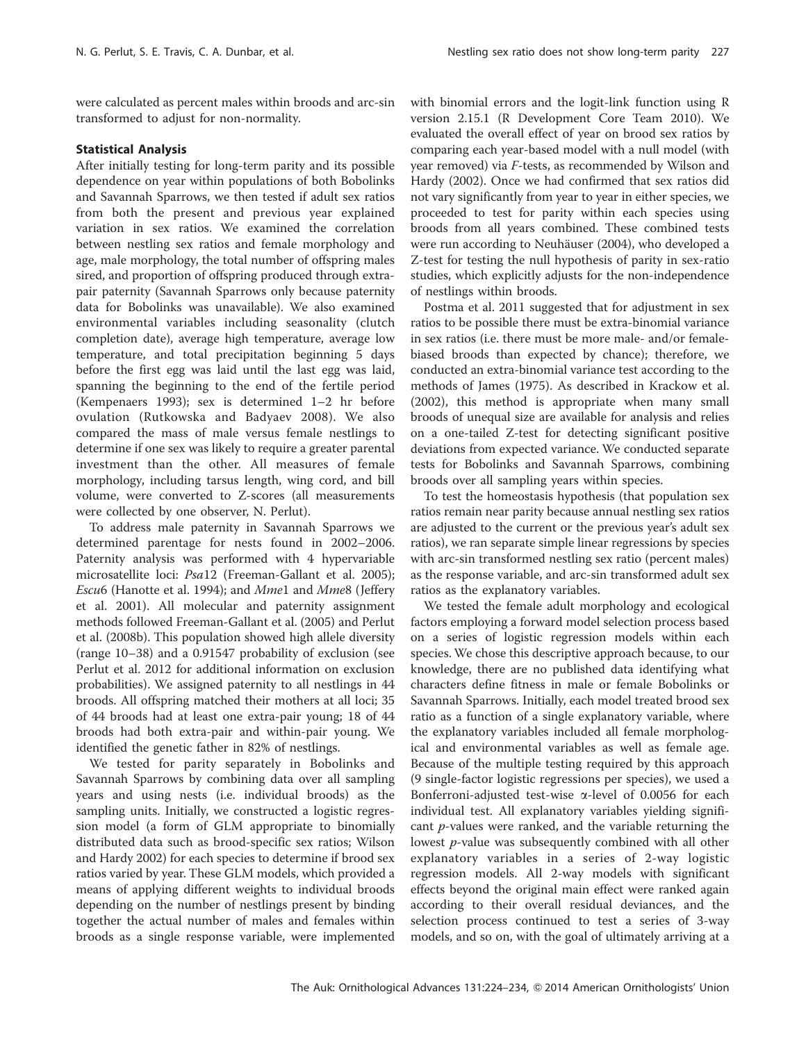were calculated as percent males within broods and arc-sin transformed to adjust for non-normality.

### Statistical Analysis

After initially testing for long-term parity and its possible dependence on year within populations of both Bobolinks and Savannah Sparrows, we then tested if adult sex ratios from both the present and previous year explained variation in sex ratios. We examined the correlation between nestling sex ratios and female morphology and age, male morphology, the total number of offspring males sired, and proportion of offspring produced through extra-pair paternity (Savannah Sparrows only because paternity data for Bobolinks was unavailable). We also examined environmental variables including seasonality (clutch completion date), average high temperature, average low temperature, and total precipitation beginning 5 days before the first egg was laid until the last egg was laid, spanning the beginning to the end of the fertile period (Kempenaers 1993); sex is determined 1–2 hr before ovulation (Rutkowska and Badyaev 2008). We also compared the mass of male versus female nestlings to determine if one sex was likely to require a greater parental investment than the other. All measures of female morphology, including tarsus length, wing cord, and bill volume, were converted to Z-scores (all measurements were collected by one observer, N. Perlut).

To address male paternity in Savannah Sparrows we determined parentage for nests found in 2002–2006. Paternity analysis was performed with 4 hypervariable microsatellite loci: *Psa*12 (Freeman-Gallant et al. 2005); *Escu*6 (Hanotte et al. 1994); and *Mme*1 and *Mme*8 (Jeffery et al. 2001). All molecular and paternity assignment methods followed Freeman-Gallant et al. (2005) and Perlut et al. (2008b). This population showed high allele diversity (range 10–38) and a 0.91547 probability of exclusion (see Perlut et al. 2012 for additional information on exclusion probabilities). We assigned paternity to all nestlings in 44 broods. All offspring matched their mothers at all loci; 35 of 44 broods had at least one extra-pair young; 18 of 44 broods had both extra-pair and within-pair young. We identified the genetic father in 82% of nestlings.

We tested for parity separately in Bobolinks and Savannah Sparrows by combining data over all sampling years and using nests (i.e. individual broods) as the sampling units. Initially, we constructed a logistic regression model (a form of GLM appropriate to binomially distributed data such as brood-specific sex ratios; Wilson and Hardy 2002) for each species to determine if brood sex ratios varied by year. These GLM models, which provided a means of applying different weights to individual broods depending on the number of nestlings present by binding together the actual number of males and females within broods as a single response variable, were implemented with binomial errors and the logit-link function using R version 2.15.1 (R Development Core Team 2010). We evaluated the overall effect of year on brood sex ratios by comparing each year-based model with a null model (with year removed) via *F*-tests, as recommended by Wilson and Hardy (2002). Once we had confirmed that sex ratios did not vary significantly from year to year in either species, we proceeded to test for parity within each species using broods from all years combined. These combined tests were run according to Neuhäuser (2004), who developed a Z-test for testing the null hypothesis of parity in sex-ratio studies, which explicitly adjusts for the non-independence of nestlings within broods.

Postma et al. 2011 suggested that for adjustment in sex ratios to be possible there must be extra-binomial variance in sex ratios (i.e. there must be more male- and/or female-biased broods than expected by chance); therefore, we conducted an extra-binomial variance test according to the methods of James (1975). As described in Krackow et al. (2002), this method is appropriate when many small broods of unequal size are available for analysis and relies on a one-tailed Z-test for detecting significant positive deviations from expected variance. We conducted separate tests for Bobolinks and Savannah Sparrows, combining broods over all sampling years within species.

To test the homeostasis hypothesis (that population sex ratios remain near parity because annual nestling sex ratios are adjusted to the current or the previous year's adult sex ratios), we ran separate simple linear regressions by species with arc-sin transformed nestling sex ratio (percent males) as the response variable, and arc-sin transformed adult sex ratios as the explanatory variables.

We tested the female adult morphology and ecological factors employing a forward model selection process based on a series of logistic regression models within each species. We chose this descriptive approach because, to our knowledge, there are no published data identifying what characters define fitness in male or female Bobolinks or Savannah Sparrows. Initially, each model treated brood sex ratio as a function of a single explanatory variable, where the explanatory variables included all female morphological and environmental variables as well as female age. Because of the multiple testing required by this approach (9 single-factor logistic regressions per species), we used a Bonferroni-adjusted test-wise $\alpha$-level of 0.0056 for each individual test. All explanatory variables yielding significant *p*-values were ranked, and the variable returning the lowest *p*-value was subsequently combined with all other explanatory variables in a series of 2-way logistic regression models. All 2-way models with significant effects beyond the original main effect were ranked again according to their overall residual deviances, and the selection process continued to test a series of 3-way models, and so on, with the goal of ultimately arriving at a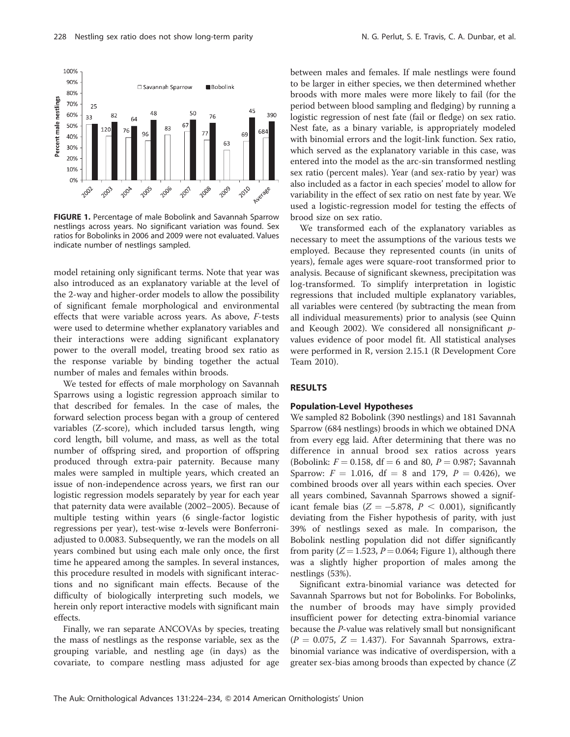100%
90%
80%
70%
60%
50%
40%
30%
20%
10%
0%

Percent male nestlings

□ Savannah Sparrow ■ Bobolink

33 25 120 82 76 64 96 48 83 67 50 77 76 63 69 45 684 390

2002 2003 2004 2005 2006 2007 2008 2009 2010 Average

**FIGURE 1.** Percentage of male Bobolink and Savannah Sparrow nestlings across years. No significant variation was found. Sex ratios for Bobolinks in 2006 and 2009 were not evaluated. Values indicate number of nestlings sampled.

model retaining only significant terms. Note that year was also introduced as an explanatory variable at the level of the 2-way and higher-order models to allow the possibility of significant female morphological and environmental effects that were variable across years. As above, *F*-tests were used to determine whether explanatory variables and their interactions were adding significant explanatory power to the overall model, treating brood sex ratio as the response variable by binding together the actual number of males and females within broods.

We tested for effects of male morphology on Savannah Sparrows using a logistic regression approach similar to that described for females. In the case of males, the forward selection process began with a group of centered variables (Z-score), which included tarsus length, wing cord length, bill volume, and mass, as well as the total number of offspring sired, and proportion of offspring produced through extra-pair paternity. Because many males were sampled in multiple years, which created an issue of non-independence across years, we first ran our logistic regression models separately by year for each year that paternity data were available (2002–2005). Because of multiple testing within years (6 single-factor logistic regressions per year), test-wise $\alpha$-levels were Bonferroni-adjusted to 0.0083. Subsequently, we ran the models on all years combined but using each male only once, the first time he appeared among the samples. In several instances, this procedure resulted in models with significant interactions and no significant main effects. Because of the difficulty of biologically interpreting such models, we herein only report interactive models with significant main effects.

Finally, we ran separate ANCOVAs by species, treating the mass of nestlings as the response variable, sex as the grouping variable, and nestling age (in days) as the covariate, to compare nestling mass adjusted for age between males and females. If male nestlings were found to be larger in either species, we then determined whether broods with more males were more likely to fail (for the period between blood sampling and fledging) by running a logistic regression of nest fate (fail or fledge) on sex ratio. Nest fate, as a binary variable, is appropriately modeled with binomial errors and the logit-link function. Sex ratio, which served as the explanatory variable in this case, was entered into the model as the arc-sin transformed nestling sex ratio (percent males). Year (and sex-ratio by year) was also included as a factor in each species' model to allow for variability in the effect of sex ratio on nest fate by year. We used a logistic-regression model for testing the effects of brood size on sex ratio.

We transformed each of the explanatory variables as necessary to meet the assumptions of the various tests we employed. Because they represented counts (in units of years), female ages were square-root transformed prior to analysis. Because of significant skewness, precipitation was log-transformed. To simplify interpretation in logistic regressions that included multiple explanatory variables, all variables were centered (by subtracting the mean from all individual measurements) prior to analysis (see Quinn and Keough 2002). We considered all nonsignificant *p*-values evidence of poor model fit. All statistical analyses were performed in R, version 2.15.1 (R Development Core Team 2010).

## RESULTS

### Population-Level Hypotheses

We sampled 82 Bobolink (390 nestlings) and 181 Savannah Sparrow (684 nestlings) broods in which we obtained DNA from every egg laid. After determining that there was no difference in annual brood sex ratios across years (Bobolink: $F = 0.158$, df = 6 and 80, $P = 0.987$; Savannah Sparrow: $F = 1.016$, df = 8 and 179, $P = 0.426$), we combined broods over all years within each species. Over all years combined, Savannah Sparrows showed a significant female bias ($Z = -5.878$, $P < 0.001$), significantly deviating from the Fisher hypothesis of parity, with just 39% of nestlings sexed as male. In comparison, the Bobolink nestling population did not differ significantly from parity ($Z = 1.523$, $P = 0.064$; Figure 1), although there was a slightly higher proportion of males among the nestlings (53%).

Significant extra-binomial variance was detected for Savannah Sparrows but not for Bobolinks. For Bobolinks, the number of broods may have simply provided insufficient power for detecting extra-binomial variance because the *P*-value was relatively small but nonsignificant ($P = 0.075$, $Z = 1.437$). For Savannah Sparrows, extra-binomial variance was indicative of overdispersion, with a greater sex-bias among broods than expected by chance (*Z*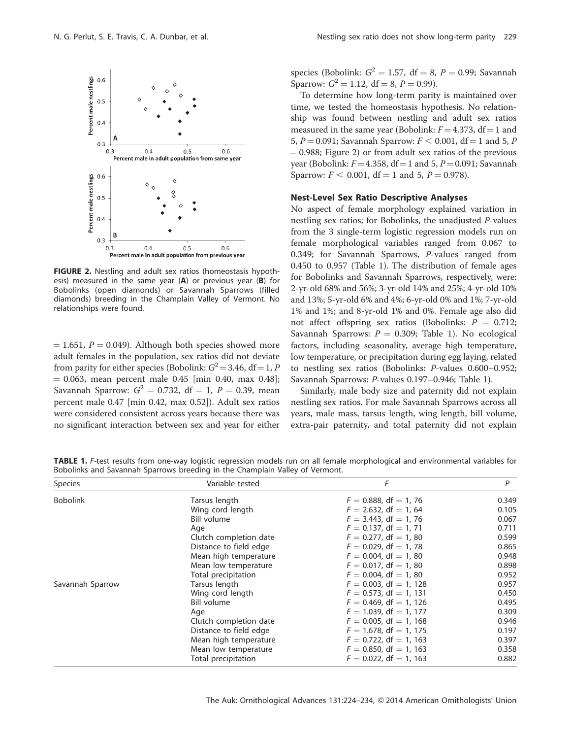FIGURE 2. Nestling and adult sex ratios (homeostasis hypothesis) measured in the same year (**A**) or previous year (**B**) for Bobolinks (open diamonds) or Savannah Sparrows (filled diamonds) breeding in the Champlain Valley of Vermont. No relationships were found.

$= 1.651$, $P = 0.049$). Although both species showed more adult females in the population, sex ratios did not deviate from parity for either species (Bobolink: $G^2 = 3.46$, df $= 1$, $P = 0.063$, mean percent male 0.45 [min 0.40, max 0.48]; Savannah Sparrow: $G^2 = 0.732$, df $= 1$, $P = 0.39$, mean percent male 0.47 [min 0.42, max 0.52]). Adult sex ratios were considered consistent across years because there was no significant interaction between sex and year for either species (Bobolink: $G^2 = 1.57$, df $= 8$, $P = 0.99$; Savannah Sparrow: $G^2 = 1.12$, df $= 8$, $P = 0.99$).

To determine how long-term parity is maintained over time, we tested the homeostasis hypothesis. No relationship was found between nestling and adult sex ratios measured in the same year (Bobolink: $F = 4.373$, df $= 1$ and 5, $P = 0.091$; Savannah Sparrow: $F < 0.001$, df $= 1$ and 5, $P = 0.988$; Figure 2) or from adult sex ratios of the previous year (Bobolink: $F = 4.358$, df $= 1$ and 5, $P = 0.091$; Savannah Sparrow: $F < 0.001$, df $= 1$ and 5, $P = 0.978$).

### Nest-Level Sex Ratio Descriptive Analyses

No aspect of female morphology explained variation in nestling sex ratios; for Bobolinks, the unadjusted $P$-values from the 3 single-term logistic regression models run on female morphological variables ranged from 0.067 to 0.349; for Savannah Sparrows, $P$-values ranged from 0.450 to 0.957 (Table 1). The distribution of female ages for Bobolinks and Savannah Sparrows, respectively, were: 2-yr-old 68% and 56%; 3-yr-old 14% and 25%; 4-yr-old 10% and 13%; 5-yr-old 6% and 4%; 6-yr-old 0% and 1%; 7-yr-old 1% and 1%; and 8-yr-old 1% and 0%. Female age also did not affect offspring sex ratios (Bobolinks: $P = 0.712$; Savannah Sparrows: $P = 0.309$; Table 1). No ecological factors, including seasonality, average high temperature, low temperature, or precipitation during egg laying, related to nestling sex ratios (Bobolinks: $P$-values 0.600–0.952; Savannah Sparrows: $P$-values 0.197–0.946; Table 1).

Similarly, male body size and paternity did not explain nestling sex ratios. For male Savannah Sparrows across all years, male mass, tarsus length, wing length, bill volume, extra-pair paternity, and total paternity did not explain

**TABLE 1.** $F$-test results from one-way logistic regression models run on all female morphological and environmental variables for Bobolinks and Savannah Sparrows breeding in the Champlain Valley of Vermont.

| Species | Variable tested | $F$ | $P$ |
|---|---|---|---|
| Bobolink | Tarsus length | $F = 0.888$, df $= 1, 76$ | 0.349 |
| | Wing cord length | $F = 2.632$, df $= 1, 64$ | 0.105 |
| | Bill volume | $F = 3.443$, df $= 1, 76$ | 0.067 |
| | Age | $F = 0.137$, df $= 1, 71$ | 0.711 |
| | Clutch completion date | $F = 0.277$, df $= 1, 80$ | 0.599 |
| | Distance to field edge | $F = 0.029$, df $= 1, 78$ | 0.865 |
| | Mean high temperature | $F = 0.004$, df $= 1, 80$ | 0.948 |
| | Mean low temperature | $F = 0.017$, df $= 1, 80$ | 0.898 |
| | Total precipitation | $F = 0.004$, df $= 1, 80$ | 0.952 |
| Savannah Sparrow | Tarsus length | $F = 0.003$, df $= 1, 128$ | 0.957 |
| | Wing cord length | $F = 0.573$, df $= 1, 131$ | 0.450 |
| | Bill volume | $F = 0.469$, df $= 1, 126$ | 0.495 |
| | Age | $F = 1.039$, df $= 1, 177$ | 0.309 |
| | Clutch completion date | $F = 0.005$, df $= 1, 168$ | 0.946 |
| | Distance to field edge | $F = 1.678$, df $= 1, 175$ | 0.197 |
| | Mean high temperature | $F = 0.722$, df $= 1, 163$ | 0.397 |
| | Mean low temperature | $F = 0.850$, df $= 1, 163$ | 0.358 |
| | Total precipitation | $F = 0.022$, df $= 1, 163$ | 0.882 |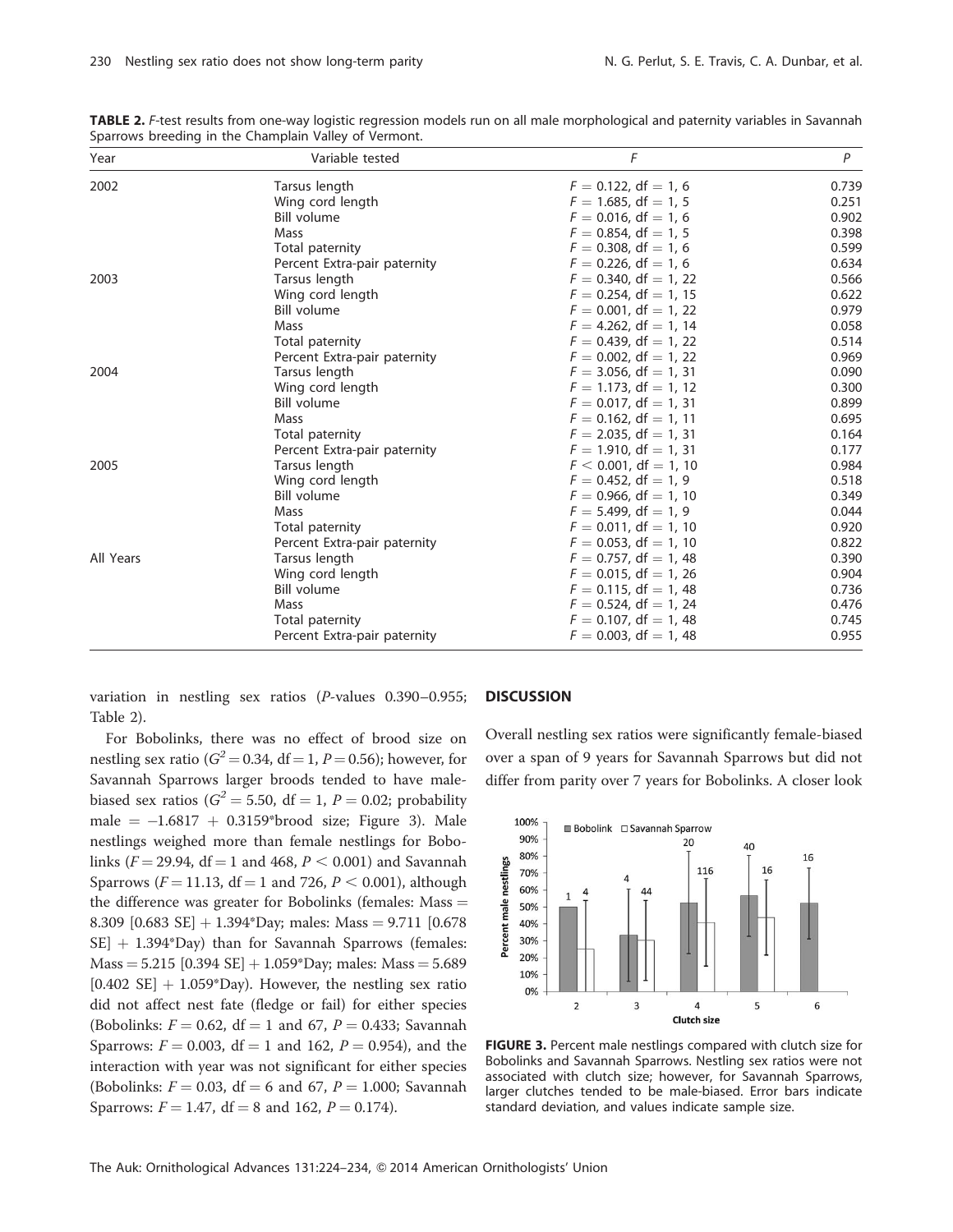**TABLE 2.** *F*-test results from one-way logistic regression models run on all male morphological and paternity variables in Savannah Sparrows breeding in the Champlain Valley of Vermont.

| Year | Variable tested | *F* | *P* |
|---|---|---|---|
| 2002 | Tarsus length | $F = 0.122$, df $= 1, 6$ | 0.739 |
| | Wing cord length | $F = 1.685$, df $= 1, 5$ | 0.251 |
| | Bill volume | $F = 0.016$, df $= 1, 6$ | 0.902 |
| | Mass | $F = 0.854$, df $= 1, 5$ | 0.398 |
| | Total paternity | $F = 0.308$, df $= 1, 6$ | 0.599 |
| | Percent Extra-pair paternity | $F = 0.226$, df $= 1, 6$ | 0.634 |
| 2003 | Tarsus length | $F = 0.340$, df $= 1, 22$ | 0.566 |
| | Wing cord length | $F = 0.254$, df $= 1, 15$ | 0.622 |
| | Bill volume | $F = 0.001$, df $= 1, 22$ | 0.979 |
| | Mass | $F = 4.262$, df $= 1, 14$ | 0.058 |
| | Total paternity | $F = 0.439$, df $= 1, 22$ | 0.514 |
| | Percent Extra-pair paternity | $F = 0.002$, df $= 1, 22$ | 0.969 |
| 2004 | Tarsus length | $F = 3.056$, df $= 1, 31$ | 0.090 |
| | Wing cord length | $F = 1.173$, df $= 1, 12$ | 0.300 |
| | Bill volume | $F = 0.017$, df $= 1, 31$ | 0.899 |
| | Mass | $F = 0.162$, df $= 1, 11$ | 0.695 |
| | Total paternity | $F = 2.035$, df $= 1, 31$ | 0.164 |
| | Percent Extra-pair paternity | $F = 1.910$, df $= 1, 31$ | 0.177 |
| 2005 | Tarsus length | $F < 0.001$, df $= 1, 10$ | 0.984 |
| | Wing cord length | $F = 0.452$, df $= 1, 9$ | 0.518 |
| | Bill volume | $F = 0.966$, df $= 1, 10$ | 0.349 |
| | Mass | $F = 5.499$, df $= 1, 9$ | 0.044 |
| | Total paternity | $F = 0.011$, df $= 1, 10$ | 0.920 |
| | Percent Extra-pair paternity | $F = 0.053$, df $= 1, 10$ | 0.822 |
| All Years | Tarsus length | $F = 0.757$, df $= 1, 48$ | 0.390 |
| | Wing cord length | $F = 0.015$, df $= 1, 26$ | 0.904 |
| | Bill volume | $F = 0.115$, df $= 1, 48$ | 0.736 |
| | Mass | $F = 0.524$, df $= 1, 24$ | 0.476 |
| | Total paternity | $F = 0.107$, df $= 1, 48$ | 0.745 |
| | Percent Extra-pair paternity | $F = 0.003$, df $= 1, 48$ | 0.955 |

variation in nestling sex ratios (*P*-values 0.390–0.955; Table 2).

For Bobolinks, there was no effect of brood size on nestling sex ratio ($G^2 = 0.34$, df $= 1$, $P = 0.56$); however, for Savannah Sparrows larger broods tended to have male-biased sex ratios ($G^2 = 5.50$, df $= 1$, $P = 0.02$; probability male $= -1.6817 + 0.3159$*brood size; Figure 3). Male nestlings weighed more than female nestlings for Bobolinks ($F = 29.94$, df $= 1$ and 468, $P < 0.001$) and Savannah Sparrows ($F = 11.13$, df $= 1$ and 726, $P < 0.001$), although the difference was greater for Bobolinks (females: Mass $= 8.309$ [0.683 SE] $+ 1.394$*Day; males: Mass $= 9.711$ [0.678 SE] $+ 1.394$*Day) than for Savannah Sparrows (females: Mass $= 5.215$ [0.394 SE] $+ 1.059$*Day; males: Mass $= 5.689$ [0.402 SE] $+ 1.059$*Day). However, the nestling sex ratio did not affect nest fate (fledge or fail) for either species (Bobolinks: $F = 0.62$, df $= 1$ and 67, $P = 0.433$; Savannah Sparrows: $F = 0.003$, df $= 1$ and 162, $P = 0.954$), and the interaction with year was not significant for either species (Bobolinks: $F = 0.03$, df $= 6$ and 67, $P = 1.000$; Savannah Sparrows: $F = 1.47$, df $= 8$ and 162, $P = 0.174$).

## DISCUSSION

Overall nestling sex ratios were significantly female-biased over a span of 9 years for Savannah Sparrows but did not differ from parity over 7 years for Bobolinks. A closer look

**FIGURE 3.** Percent male nestlings compared with clutch size for Bobolinks and Savannah Sparrows. Nestling sex ratios were not associated with clutch size; however, for Savannah Sparrows, larger clutches tended to be male-biased. Error bars indicate standard deviation, and values indicate sample size.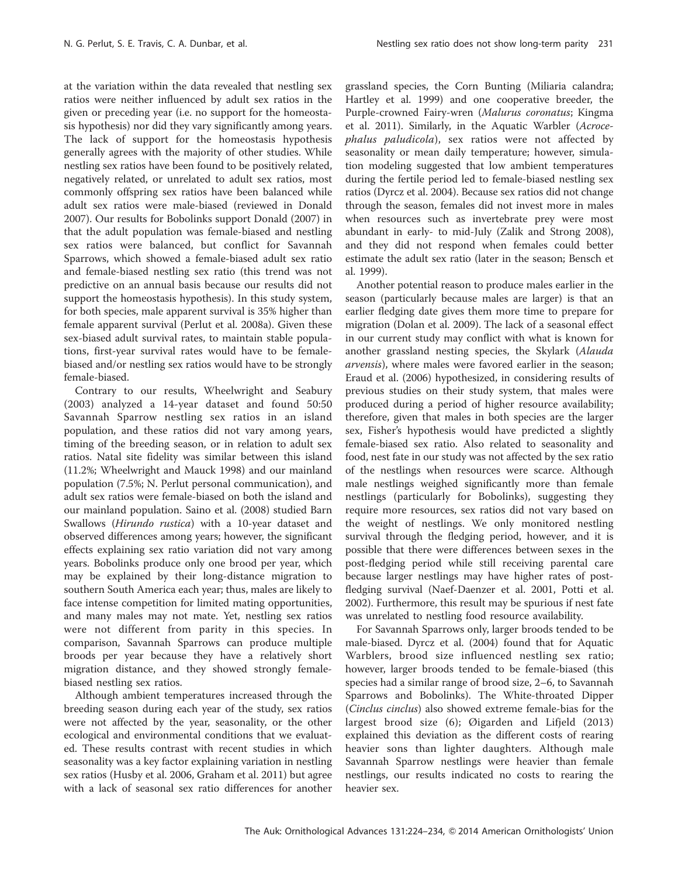at the variation within the data revealed that nestling sex ratios were neither influenced by adult sex ratios in the given or preceding year (i.e. no support for the homeostasis hypothesis) nor did they vary significantly among years. The lack of support for the homeostasis hypothesis generally agrees with the majority of other studies. While nestling sex ratios have been found to be positively related, negatively related, or unrelated to adult sex ratios, most commonly offspring sex ratios have been balanced while adult sex ratios were male-biased (reviewed in Donald 2007). Our results for Bobolinks support Donald (2007) in that the adult population was female-biased and nestling sex ratios were balanced, but conflict for Savannah Sparrows, which showed a female-biased adult sex ratio and female-biased nestling sex ratio (this trend was not predictive on an annual basis because our results did not support the homeostasis hypothesis). In this study system, for both species, male apparent survival is 35% higher than female apparent survival (Perlut et al. 2008a). Given these sex-biased adult survival rates, to maintain stable populations, first-year survival rates would have to be female-biased and/or nestling sex ratios would have to be strongly female-biased.

Contrary to our results, Wheelwright and Seabury (2003) analyzed a 14-year dataset and found 50:50 Savannah Sparrow nestling sex ratios in an island population, and these ratios did not vary among years, timing of the breeding season, or in relation to adult sex ratios. Natal site fidelity was similar between this island (11.2%; Wheelwright and Mauck 1998) and our mainland population (7.5%; N. Perlut personal communication), and adult sex ratios were female-biased on both the island and our mainland population. Saino et al. (2008) studied Barn Swallows (*Hirundo rustica*) with a 10-year dataset and observed differences among years; however, the significant effects explaining sex ratio variation did not vary among years. Bobolinks produce only one brood per year, which may be explained by their long-distance migration to southern South America each year; thus, males are likely to face intense competition for limited mating opportunities, and many males may not mate. Yet, nestling sex ratios were not different from parity in this species. In comparison, Savannah Sparrows can produce multiple broods per year because they have a relatively short migration distance, and they showed strongly female-biased nestling sex ratios.

Although ambient temperatures increased through the breeding season during each year of the study, sex ratios were not affected by the year, seasonality, or the other ecological and environmental conditions that we evaluated. These results contrast with recent studies in which seasonality was a key factor explaining variation in nestling sex ratios (Husby et al. 2006, Graham et al. 2011) but agree with a lack of seasonal sex ratio differences for another grassland species, the Corn Bunting (Miliaria calandra; Hartley et al. 1999) and one cooperative breeder, the Purple-crowned Fairy-wren (*Malurus coronatus*; Kingma et al. 2011). Similarly, in the Aquatic Warbler (*Acrocephalus paludicola*), sex ratios were not affected by seasonality or mean daily temperature; however, simulation modeling suggested that low ambient temperatures during the fertile period led to female-biased nestling sex ratios (Dyrcz et al. 2004). Because sex ratios did not change through the season, females did not invest more in males when resources such as invertebrate prey were most abundant in early- to mid-July (Zalik and Strong 2008), and they did not respond when females could better estimate the adult sex ratio (later in the season; Bensch et al. 1999).

Another potential reason to produce males earlier in the season (particularly because males are larger) is that an earlier fledging date gives them more time to prepare for migration (Dolan et al. 2009). The lack of a seasonal effect in our current study may conflict with what is known for another grassland nesting species, the Skylark (*Alauda arvensis*), where males were favored earlier in the season; Eraud et al. (2006) hypothesized, in considering results of previous studies on their study system, that males were produced during a period of higher resource availability; therefore, given that males in both species are the larger sex, Fisher's hypothesis would have predicted a slightly female-biased sex ratio. Also related to seasonality and food, nest fate in our study was not affected by the sex ratio of the nestlings when resources were scarce. Although male nestlings weighed significantly more than female nestlings (particularly for Bobolinks), suggesting they require more resources, sex ratios did not vary based on the weight of nestlings. We only monitored nestling survival through the fledging period, however, and it is possible that there were differences between sexes in the post-fledging period while still receiving parental care because larger nestlings may have higher rates of post-fledging survival (Naef-Daenzer et al. 2001, Potti et al. 2002). Furthermore, this result may be spurious if nest fate was unrelated to nestling food resource availability.

For Savannah Sparrows only, larger broods tended to be male-biased. Dyrcz et al. (2004) found that for Aquatic Warblers, brood size influenced nestling sex ratio; however, larger broods tended to be female-biased (this species had a similar range of brood size, 2–6, to Savannah Sparrows and Bobolinks). The White-throated Dipper (*Cinclus cinclus*) also showed extreme female-bias for the largest brood size (6); Øigarden and Lifjeld (2013) explained this deviation as the different costs of rearing heavier sons than lighter daughters. Although male Savannah Sparrow nestlings were heavier than female nestlings, our results indicated no costs to rearing the heavier sex.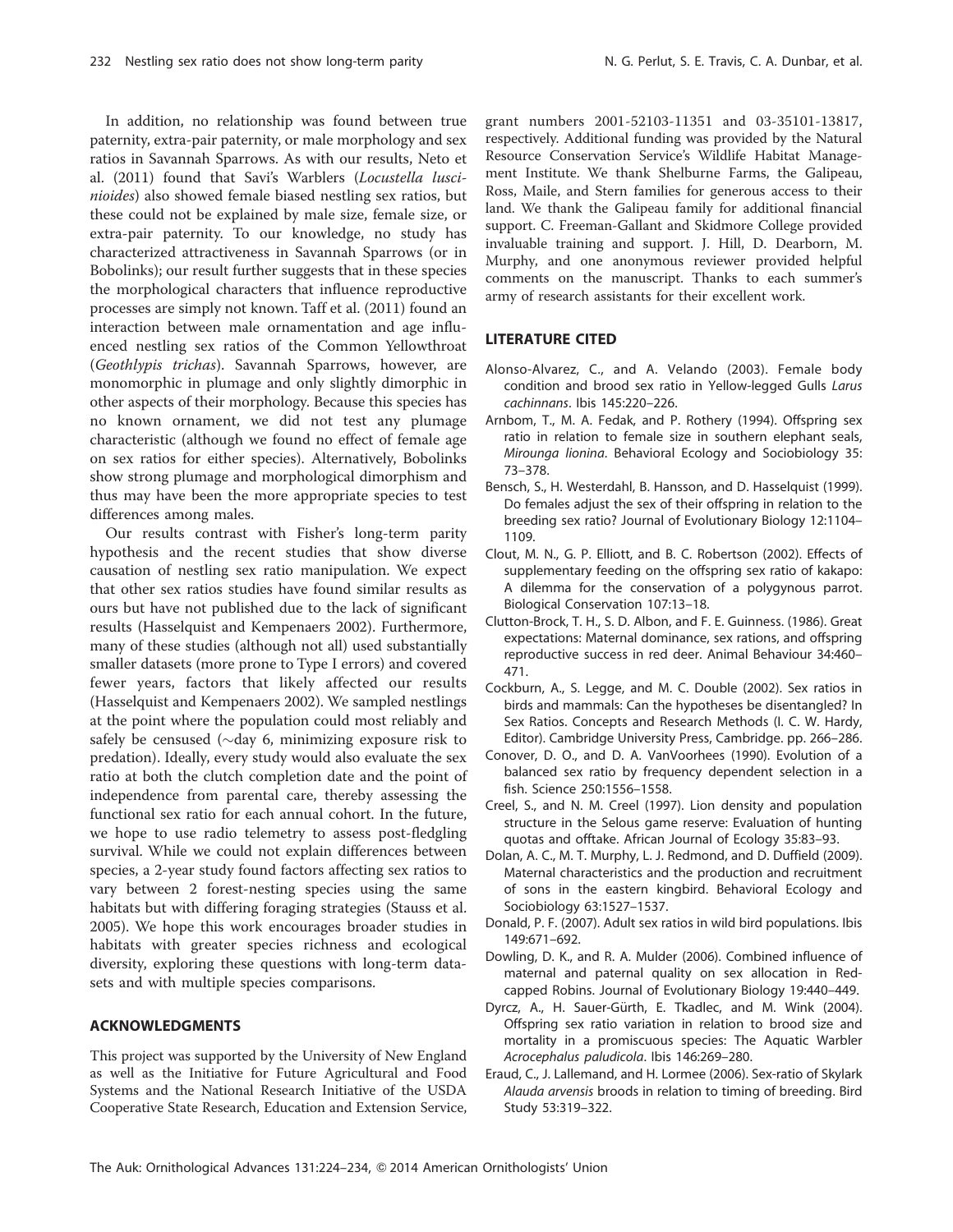In addition, no relationship was found between true paternity, extra-pair paternity, or male morphology and sex ratios in Savannah Sparrows. As with our results, Neto et al. (2011) found that Savi's Warblers (*Locustella luscinioides*) also showed female biased nestling sex ratios, but these could not be explained by male size, female size, or extra-pair paternity. To our knowledge, no study has characterized attractiveness in Savannah Sparrows (or in Bobolinks); our result further suggests that in these species the morphological characters that influence reproductive processes are simply not known. Taff et al. (2011) found an interaction between male ornamentation and age influenced nestling sex ratios of the Common Yellowthroat (*Geothlypis trichas*). Savannah Sparrows, however, are monomorphic in plumage and only slightly dimorphic in other aspects of their morphology. Because this species has no known ornament, we did not test any plumage characteristic (although we found no effect of female age on sex ratios for either species). Alternatively, Bobolinks show strong plumage and morphological dimorphism and thus may have been the more appropriate species to test differences among males.

Our results contrast with Fisher's long-term parity hypothesis and the recent studies that show diverse causation of nestling sex ratio manipulation. We expect that other sex ratios studies have found similar results as ours but have not published due to the lack of significant results (Hasselquist and Kempenaers 2002). Furthermore, many of these studies (although not all) used substantially smaller datasets (more prone to Type I errors) and covered fewer years, factors that likely affected our results (Hasselquist and Kempenaers 2002). We sampled nestlings at the point where the population could most reliably and safely be censused (~day 6, minimizing exposure risk to predation). Ideally, every study would also evaluate the sex ratio at both the clutch completion date and the point of independence from parental care, thereby assessing the functional sex ratio for each annual cohort. In the future, we hope to use radio telemetry to assess post-fledgling survival. While we could not explain differences between species, a 2-year study found factors affecting sex ratios to vary between 2 forest-nesting species using the same habitats but with differing foraging strategies (Stauss et al. 2005). We hope this work encourages broader studies in habitats with greater species richness and ecological diversity, exploring these questions with long-term datasets and with multiple species comparisons.

## ACKNOWLEDGMENTS

This project was supported by the University of New England as well as the Initiative for Future Agricultural and Food Systems and the National Research Initiative of the USDA Cooperative State Research, Education and Extension Service, grant numbers 2001-52103-11351 and 03-35101-13817, respectively. Additional funding was provided by the Natural Resource Conservation Service's Wildlife Habitat Management Institute. We thank Shelburne Farms, the Galipeau, Ross, Maile, and Stern families for generous access to their land. We thank the Galipeau family for additional financial support. C. Freeman-Gallant and Skidmore College provided invaluable training and support. J. Hill, D. Dearborn, M. Murphy, and one anonymous reviewer provided helpful comments on the manuscript. Thanks to each summer's army of research assistants for their excellent work.

## LITERATURE CITED

Alonso-Alvarez, C., and A. Velando (2003). Female body condition and brood sex ratio in Yellow-legged Gulls *Larus cachinnans*. Ibis 145:220–226.

Arnbom, T., M. A. Fedak, and P. Rothery (1994). Offspring sex ratio in relation to female size in southern elephant seals, *Mirounga lionina*. Behavioral Ecology and Sociobiology 35: 73–378.

Bensch, S., H. Westerdahl, B. Hansson, and D. Hasselquist (1999). Do females adjust the sex of their offspring in relation to the breeding sex ratio? Journal of Evolutionary Biology 12:1104–1109.

Clout, M. N., G. P. Elliott, and B. C. Robertson (2002). Effects of supplementary feeding on the offspring sex ratio of kakapo: A dilemma for the conservation of a polygynous parrot. Biological Conservation 107:13–18.

Clutton-Brock, T. H., S. D. Albon, and F. E. Guinness. (1986). Great expectations: Maternal dominance, sex rations, and offspring reproductive success in red deer. Animal Behaviour 34:460–471.

Cockburn, A., S. Legge, and M. C. Double (2002). Sex ratios in birds and mammals: Can the hypotheses be disentangled? In Sex Ratios. Concepts and Research Methods (I. C. W. Hardy, Editor). Cambridge University Press, Cambridge. pp. 266–286.

Conover, D. O., and D. A. VanVoorhees (1990). Evolution of a balanced sex ratio by frequency dependent selection in a fish. Science 250:1556–1558.

Creel, S., and N. M. Creel (1997). Lion density and population structure in the Selous game reserve: Evaluation of hunting quotas and offtake. African Journal of Ecology 35:83–93.

Dolan, A. C., M. T. Murphy, L. J. Redmond, and D. Duffield (2009). Maternal characteristics and the production and recruitment of sons in the eastern kingbird. Behavioral Ecology and Sociobiology 63:1527–1537.

Donald, P. F. (2007). Adult sex ratios in wild bird populations. Ibis 149:671–692.

Dowling, D. K., and R. A. Mulder (2006). Combined influence of maternal and paternal quality on sex allocation in Red-capped Robins. Journal of Evolutionary Biology 19:440–449.

Dyrcz, A., H. Sauer-Gürth, E. Tkadlec, and M. Wink (2004). Offspring sex ratio variation in relation to brood size and mortality in a promiscuous species: The Aquatic Warbler *Acrocephalus paludicola*. Ibis 146:269–280.

Eraud, C., J. Lallemand, and H. Lormee (2006). Sex-ratio of Skylark *Alauda arvensis* broods in relation to timing of breeding. Bird Study 53:319–322.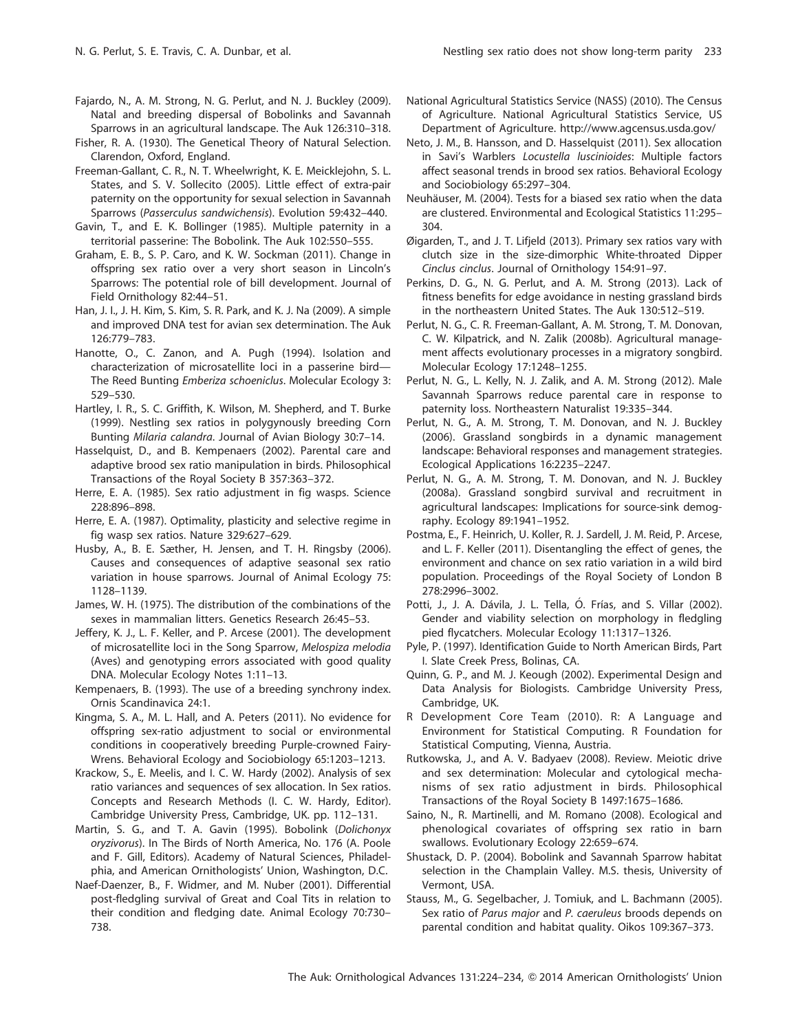Fajardo, N., A. M. Strong, N. G. Perlut, and N. J. Buckley (2009). Natal and breeding dispersal of Bobolinks and Savannah Sparrows in an agricultural landscape. The Auk 126:310–318.

Fisher, R. A. (1930). The Genetical Theory of Natural Selection. Clarendon, Oxford, England.

Freeman-Gallant, C. R., N. T. Wheelwright, K. E. Meicklejohn, S. L. States, and S. V. Sollecito (2005). Little effect of extra-pair paternity on the opportunity for sexual selection in Savannah Sparrows (*Passerculus sandwichensis*). Evolution 59:432–440.

Gavin, T., and E. K. Bollinger (1985). Multiple paternity in a territorial passerine: The Bobolink. The Auk 102:550–555.

Graham, E. B., S. P. Caro, and K. W. Sockman (2011). Change in offspring sex ratio over a very short season in Lincoln's Sparrows: The potential role of bill development. Journal of Field Ornithology 82:44–51.

Han, J. I., J. H. Kim, S. Kim, S. R. Park, and K. J. Na (2009). A simple and improved DNA test for avian sex determination. The Auk 126:779–783.

Hanotte, O., C. Zanon, and A. Pugh (1994). Isolation and characterization of microsatellite loci in a passerine bird—The Reed Bunting *Emberiza schoeniclus*. Molecular Ecology 3: 529–530.

Hartley, I. R., S. C. Griffith, K. Wilson, M. Shepherd, and T. Burke (1999). Nestling sex ratios in polygynously breeding Corn Bunting *Milaria calandra*. Journal of Avian Biology 30:7–14.

Hasselquist, D., and B. Kempenaers (2002). Parental care and adaptive brood sex ratio manipulation in birds. Philosophical Transactions of the Royal Society B 357:363–372.

Herre, E. A. (1985). Sex ratio adjustment in fig wasps. Science 228:896–898.

Herre, E. A. (1987). Optimality, plasticity and selective regime in fig wasp sex ratios. Nature 329:627–629.

Husby, A., B. E. Sæther, H. Jensen, and T. H. Ringsby (2006). Causes and consequences of adaptive seasonal sex ratio variation in house sparrows. Journal of Animal Ecology 75: 1128–1139.

James, W. H. (1975). The distribution of the combinations of the sexes in mammalian litters. Genetics Research 26:45–53.

Jeffery, K. J., L. F. Keller, and P. Arcese (2001). The development of microsatellite loci in the Song Sparrow, *Melospiza melodia* (Aves) and genotyping errors associated with good quality DNA. Molecular Ecology Notes 1:11–13.

Kempenaers, B. (1993). The use of a breeding synchrony index. Ornis Scandinavica 24:1.

Kingma, S. A., M. L. Hall, and A. Peters (2011). No evidence for offspring sex-ratio adjustment to social or environmental conditions in cooperatively breeding Purple-crowned Fairy-Wrens. Behavioral Ecology and Sociobiology 65:1203–1213.

Krackow, S., E. Meelis, and I. C. W. Hardy (2002). Analysis of sex ratio variances and sequences of sex allocation. In Sex ratios. Concepts and Research Methods (I. C. W. Hardy, Editor). Cambridge University Press, Cambridge, UK. pp. 112–131.

Martin, S. G., and T. A. Gavin (1995). Bobolink (*Dolichonyx oryzivorus*). In The Birds of North America, No. 176 (A. Poole and F. Gill, Editors). Academy of Natural Sciences, Philadelphia, and American Ornithologists' Union, Washington, D.C.

Naef-Daenzer, B., F. Widmer, and M. Nuber (2001). Differential post-fledgling survival of Great and Coal Tits in relation to their condition and fledging date. Animal Ecology 70:730–738.

National Agricultural Statistics Service (NASS) (2010). The Census of Agriculture. National Agricultural Statistics Service, US Department of Agriculture. http://www.agcensus.usda.gov/

Neto, J. M., B. Hansson, and D. Hasselquist (2011). Sex allocation in Savi's Warblers *Locustella luscinioides*: Multiple factors affect seasonal trends in brood sex ratios. Behavioral Ecology and Sociobiology 65:297–304.

Neuhäuser, M. (2004). Tests for a biased sex ratio when the data are clustered. Environmental and Ecological Statistics 11:295–304.

Øigarden, T., and J. T. Lifjeld (2013). Primary sex ratios vary with clutch size in the size-dimorphic White-throated Dipper *Cinclus cinclus*. Journal of Ornithology 154:91–97.

Perkins, D. G., N. G. Perlut, and A. M. Strong (2013). Lack of fitness benefits for edge avoidance in nesting grassland birds in the northeastern United States. The Auk 130:512–519.

Perlut, N. G., C. R. Freeman-Gallant, A. M. Strong, T. M. Donovan, C. W. Kilpatrick, and N. Zalik (2008b). Agricultural management affects evolutionary processes in a migratory songbird. Molecular Ecology 17:1248–1255.

Perlut, N. G., L. Kelly, N. J. Zalik, and A. M. Strong (2012). Male Savannah Sparrows reduce parental care in response to paternity loss. Northeastern Naturalist 19:335–344.

Perlut, N. G., A. M. Strong, T. M. Donovan, and N. J. Buckley (2006). Grassland songbirds in a dynamic management landscape: Behavioral responses and management strategies. Ecological Applications 16:2235–2247.

Perlut, N. G., A. M. Strong, T. M. Donovan, and N. J. Buckley (2008a). Grassland songbird survival and recruitment in agricultural landscapes: Implications for source-sink demography. Ecology 89:1941–1952.

Postma, E., F. Heinrich, U. Koller, R. J. Sardell, J. M. Reid, P. Arcese, and L. F. Keller (2011). Disentangling the effect of genes, the environment and chance on sex ratio variation in a wild bird population. Proceedings of the Royal Society of London B 278:2996–3002.

Potti, J., J. A. Dávila, J. L. Tella, Ó. Frías, and S. Villar (2002). Gender and viability selection on morphology in fledgling pied flycatchers. Molecular Ecology 11:1317–1326.

Pyle, P. (1997). Identification Guide to North American Birds, Part I. Slate Creek Press, Bolinas, CA.

Quinn, G. P., and M. J. Keough (2002). Experimental Design and Data Analysis for Biologists. Cambridge University Press, Cambridge, UK.

R Development Core Team (2010). R: A Language and Environment for Statistical Computing. R Foundation for Statistical Computing, Vienna, Austria.

Rutkowska, J., and A. V. Badyaev (2008). Review. Meiotic drive and sex determination: Molecular and cytological mechanisms of sex ratio adjustment in birds. Philosophical Transactions of the Royal Society B 1497:1675–1686.

Saino, N., R. Martinelli, and M. Romano (2008). Ecological and phenological covariates of offspring sex ratio in barn swallows. Evolutionary Ecology 22:659–674.

Shustack, D. P. (2004). Bobolink and Savannah Sparrow habitat selection in the Champlain Valley. M.S. thesis, University of Vermont, USA.

Stauss, M., G. Segelbacher, J. Tomiuk, and L. Bachmann (2005). Sex ratio of *Parus major* and *P. caeruleus* broods depends on parental condition and habitat quality. Oikos 109:367–373.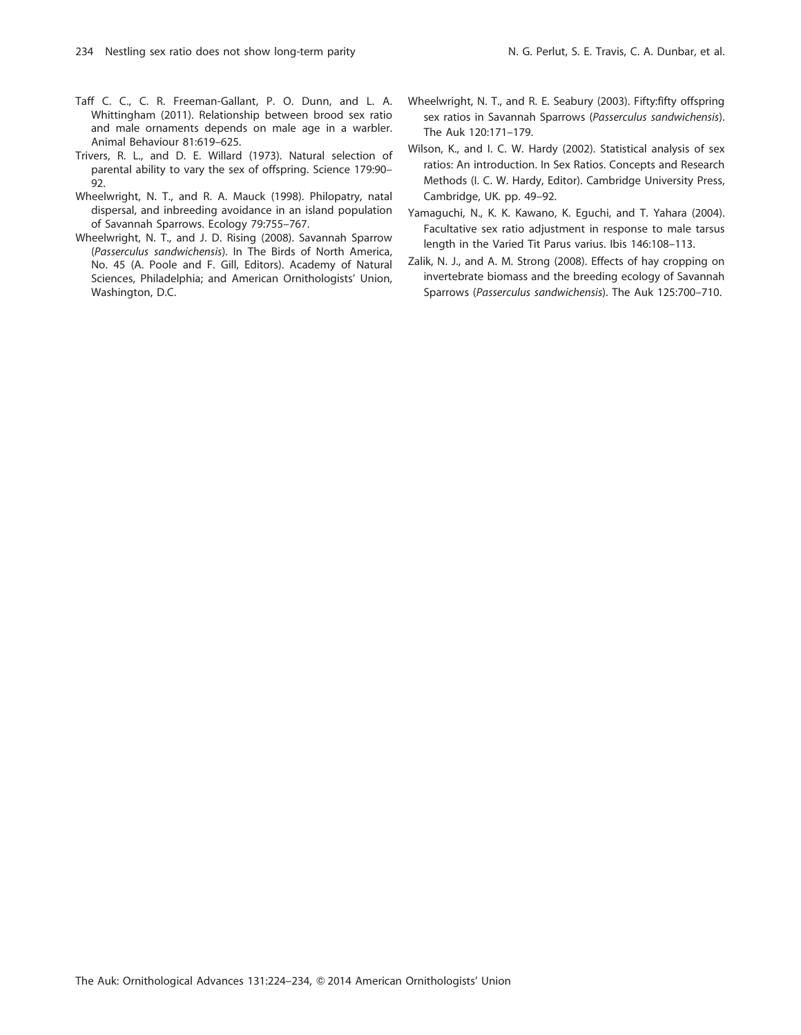Taff C. C., C. R. Freeman-Gallant, P. O. Dunn, and L. A. Whittingham (2011). Relationship between brood sex ratio and male ornaments depends on male age in a warbler. Animal Behaviour 81:619–625.

Trivers, R. L., and D. E. Willard (1973). Natural selection of parental ability to vary the sex of offspring. Science 179:90–92.

Wheelwright, N. T., and R. A. Mauck (1998). Philopatry, natal dispersal, and inbreeding avoidance in an island population of Savannah Sparrows. Ecology 79:755–767.

Wheelwright, N. T., and J. D. Rising (2008). Savannah Sparrow (*Passerculus sandwichensis*). In The Birds of North America, No. 45 (A. Poole and F. Gill, Editors). Academy of Natural Sciences, Philadelphia; and American Ornithologists' Union, Washington, D.C.

Wheelwright, N. T., and R. E. Seabury (2003). Fifty:fifty offspring sex ratios in Savannah Sparrows (*Passerculus sandwichensis*). The Auk 120:171–179.

Wilson, K., and I. C. W. Hardy (2002). Statistical analysis of sex ratios: An introduction. In Sex Ratios. Concepts and Research Methods (I. C. W. Hardy, Editor). Cambridge University Press, Cambridge, UK. pp. 49–92.

Yamaguchi, N., K. K. Kawano, K. Eguchi, and T. Yahara (2004). Facultative sex ratio adjustment in response to male tarsus length in the Varied Tit Parus varius. Ibis 146:108–113.

Zalik, N. J., and A. M. Strong (2008). Effects of hay cropping on invertebrate biomass and the breeding ecology of Savannah Sparrows (*Passerculus sandwichensis*). The Auk 125:700–710.